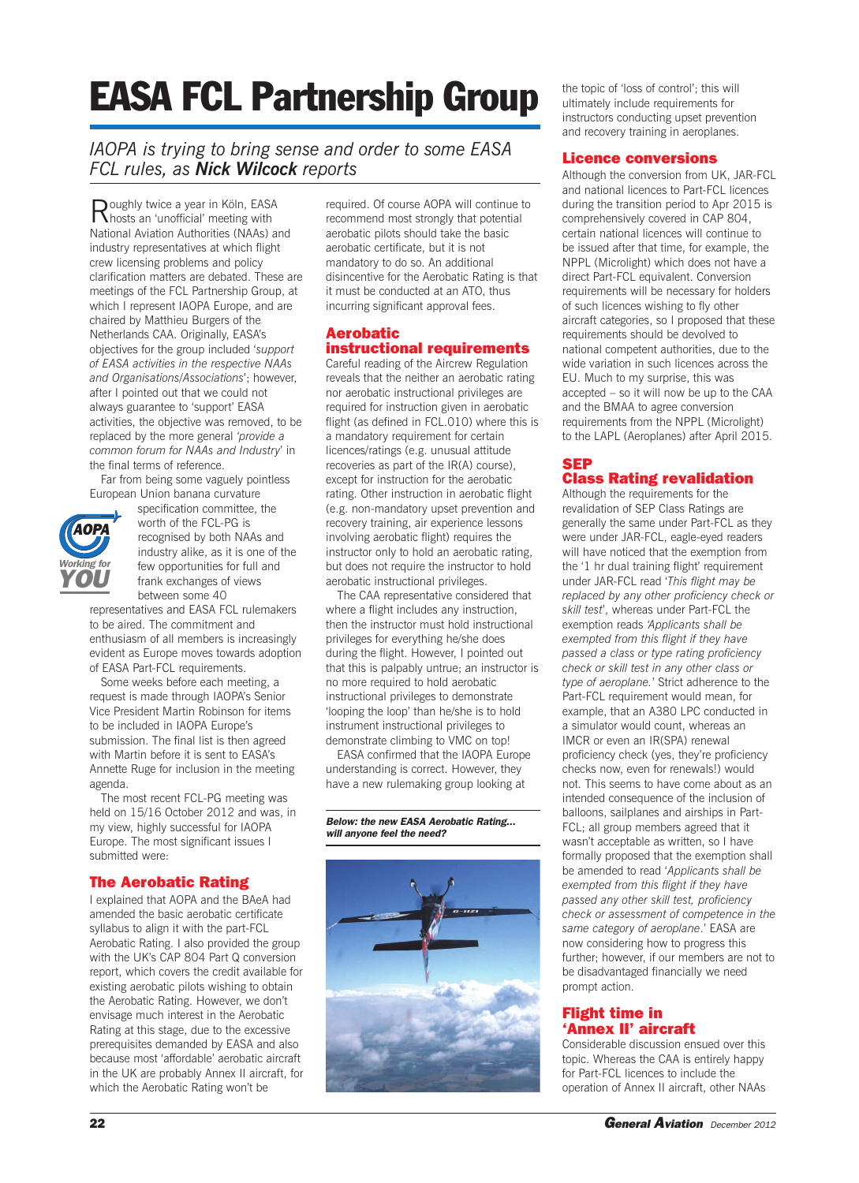# EASA FCL Partnership Group

*IAOPA is trying to bring sense and order to some EASA FCL rules, as* ***Nick Wilcock*** *reports*

Roughly twice a year in Köln, EASA hosts an 'unofficial' meeting with National Aviation Authorities (NAAs) and industry representatives at which flight crew licensing problems and policy clarification matters are debated. These are meetings of the FCL Partnership Group, at which I represent IAOPA Europe, and are chaired by Matthieu Burgers of the Netherlands CAA. Originally, EASA's objectives for the group included '*support of EASA activities in the respective NAAs and Organisations/Associations*'; however, after I pointed out that we could not always guarantee to 'support' EASA activities, the objective was removed, to be replaced by the more general '*provide a common forum for NAAs and Industry*' in the final terms of reference.

Far from being some vaguely pointless European Union banana curvature specification committee, the worth of the FCL-PG is recognised by both NAAs and industry alike, as it is one of the few opportunities for full and frank exchanges of views between some 40 representatives and EASA FCL rulemakers to be aired. The commitment and enthusiasm of all members is increasingly evident as Europe moves towards adoption of EASA Part-FCL requirements.

Some weeks before each meeting, a request is made through IAOPA's Senior Vice President Martin Robinson for items to be included in IAOPA Europe's submission. The final list is then agreed with Martin before it is sent to EASA's Annette Ruge for inclusion in the meeting agenda.

The most recent FCL-PG meeting was held on 15/16 October 2012 and was, in my view, highly successful for IAOPA Europe. The most significant issues I submitted were:

## The Aerobatic Rating

I explained that AOPA and the BAeA had amended the basic aerobatic certificate syllabus to align it with the part-FCL Aerobatic Rating. I also provided the group with the UK's CAP 804 Part Q conversion report, which covers the credit available for existing aerobatic pilots wishing to obtain the Aerobatic Rating. However, we don't envisage much interest in the Aerobatic Rating at this stage, due to the excessive prerequisites demanded by EASA and also because most 'affordable' aerobatic aircraft in the UK are probably Annex II aircraft, for which the Aerobatic Rating won't be required. Of course AOPA will continue to recommend most strongly that potential aerobatic pilots should take the basic aerobatic certificate, but it is not mandatory to do so. An additional disincentive for the Aerobatic Rating is that it must be conducted at an ATO, thus incurring significant approval fees.

## Aerobatic instructional requirements

Careful reading of the Aircrew Regulation reveals that the neither an aerobatic rating nor aerobatic instructional privileges are required for instruction given in aerobatic flight (as defined in FCL.010) where this is a mandatory requirement for certain licences/ratings (e.g. unusual attitude recoveries as part of the IR(A) course), except for instruction for the aerobatic rating. Other instruction in aerobatic flight (e.g. non-mandatory upset prevention and recovery training, air experience lessons involving aerobatic flight) requires the instructor only to hold an aerobatic rating, but does not require the instructor to hold aerobatic instructional privileges.

The CAA representative considered that where a flight includes any instruction, then the instructor must hold instructional privileges for everything he/she does during the flight. However, I pointed out that this is palpably untrue; an instructor is no more required to hold aerobatic instructional privileges to demonstrate 'looping the loop' than he/she is to hold instrument instructional privileges to demonstrate climbing to VMC on top!

EASA confirmed that the IAOPA Europe understanding is correct. However, they have a new rulemaking group looking at the topic of 'loss of control'; this will ultimately include requirements for instructors conducting upset prevention and recovery training in aeroplanes.

***Below: the new EASA Aerobatic Rating... will anyone feel the need?***

## Licence conversions

Although the conversion from UK, JAR-FCL and national licences to Part-FCL licences during the transition period to Apr 2015 is comprehensively covered in CAP 804, certain national licences will continue to be issued after that time, for example, the NPPL (Microlight) which does not have a direct Part-FCL equivalent. Conversion requirements will be necessary for holders of such licences wishing to fly other aircraft categories, so I proposed that these requirements should be devolved to national competent authorities, due to the wide variation in such licences across the EU. Much to my surprise, this was accepted – so it will now be up to the CAA and the BMAA to agree conversion requirements from the NPPL (Microlight) to the LAPL (Aeroplanes) after April 2015.

## SEP Class Rating revalidation

Although the requirements for the revalidation of SEP Class Ratings are generally the same under Part-FCL as they were under JAR-FCL, eagle-eyed readers will have noticed that the exemption from the '1 hr dual training flight' requirement under JAR-FCL read '*This flight may be replaced by any other proficiency check or skill test*', whereas under Part-FCL the exemption reads *'Applicants shall be exempted from this flight if they have passed a class or type rating proficiency check or skill test in any other class or type of aeroplane.'* Strict adherence to the Part-FCL requirement would mean, for example, that an A380 LPC conducted in a simulator would count, whereas an IMCR or even an IR(SPA) renewal proficiency check (yes, they're proficiency checks now, even for renewals!) would not. This seems to have come about as an intended consequence of the inclusion of balloons, sailplanes and airships in Part-FCL; all group members agreed that it wasn't acceptable as written, so I have formally proposed that the exemption shall be amended to read '*Applicants shall be exempted from this flight if they have passed any other skill test, proficiency check or assessment of competence in the same category of aeroplane.*' EASA are now considering how to progress this further; however, if our members are not to be disadvantaged financially we need prompt action.

## Flight time in 'Annex II' aircraft

Considerable discussion ensued over this topic. Whereas the CAA is entirely happy for Part-FCL licences to include the operation of Annex II aircraft, other NAAs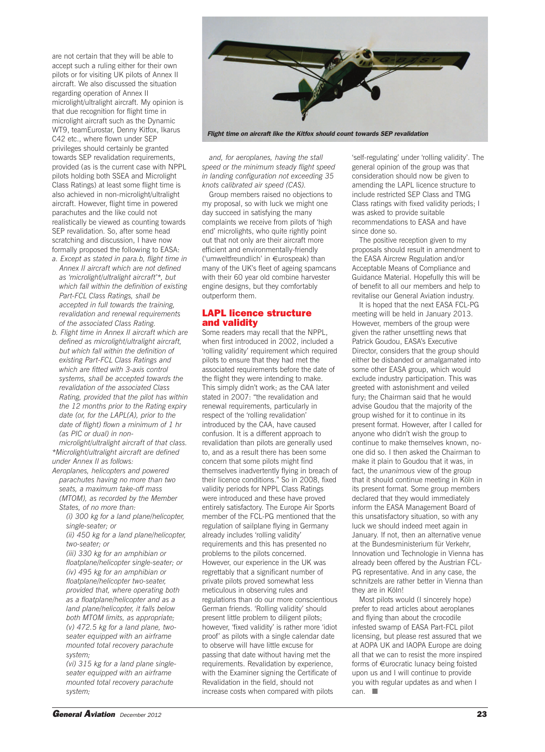are not certain that they will be able to accept such a ruling either for their own pilots or for visiting UK pilots of Annex II aircraft. We also discussed the situation regarding operation of Annex II microlight/ultralight aircraft. My opinion is that due recognition for flight time in microlight aircraft such as the Dynamic WT9, teamEurostar, Denny Kitfox, Ikarus C42 etc., where flown under SEP privileges should certainly be granted towards SEP revalidation requirements, provided (as is the current case with NPPL pilots holding both SSEA and Microlight Class Ratings) at least some flight time is also achieved in non-microlight/ultralight aircraft. However, flight time in powered parachutes and the like could not realistically be viewed as counting towards SEP revalidation. So, after some head scratching and discussion, I have now formally proposed the following to EASA:

*a. Except as stated in para.b, flight time in Annex II aircraft which are not defined as 'microlight/ultralight aircraft'*, but which fall within the definition of existing Part-FCL Class Ratings, shall be accepted in full towards the training, revalidation and renewal requirements of the associated Class Rating.*

*b. Flight time in Annex II aircraft which are defined as microlight/ultralight aircraft, but which fall within the definition of existing Part-FCL Class Ratings and which are fitted with 3-axis control systems, shall be accepted towards the revalidation of the associated Class Rating, provided that the pilot has within the 12 months prior to the Rating expiry date (or, for the LAPL(A), prior to the date of flight) flown a minimum of 1 hr (as PIC or dual) in non-microlight/ultralight aircraft of that class.*

*\*Microlight/ultralight aircraft are defined under Annex II as follows:*

*Aeroplanes, helicopters and powered parachutes having no more than two seats, a maximum take-off mass (MTOM), as recorded by the Member States, of no more than:*

*(i) 300 kg for a land plane/helicopter, single-seater; or*
*(ii) 450 kg for a land plane/helicopter, two-seater; or*
*(iii) 330 kg for an amphibian or floatplane/helicopter single-seater; or*
*(iv) 495 kg for an amphibian or floatplane/helicopter two-seater, provided that, where operating both as a floatplane/helicopter and as a land plane/helicopter, it falls below both MTOM limits, as appropriate;*
*(v) 472.5 kg for a land plane, two-seater equipped with an airframe mounted total recovery parachute system;*
*(vi) 315 kg for a land plane single-seater equipped with an airframe mounted total recovery parachute system;*

*and, for aeroplanes, having the stall speed or the minimum steady flight speed in landing configuration not exceeding 35 knots calibrated air speed (CAS).*

Group members raised no objections to my proposal, so with luck we might one day succeed in satisfying the many complaints we receive from pilots of 'high end' microlights, who quite rightly point out that not only are their aircraft more efficient and environmentally-friendly ('umweltfreundlich' in €urospeak) than many of the UK's fleet of ageing spamcans with their 60 year old combine harvester engine designs, but they comfortably outperform them.

*Flight time on aircraft like the Kitfox should count towards SEP revalidation*

## LAPL licence structure and validity

Some readers may recall that the NPPL, when first introduced in 2002, included a 'rolling validity' requirement which required pilots to ensure that they had met the associated requirements before the date of the flight they were intending to make. This simply didn't work; as the CAA later stated in 2007: "the revalidation and renewal requirements, particularly in respect of the 'rolling revalidation' introduced by the CAA, have caused confusion. It is a different approach to revalidation than pilots are generally used to, and as a result there has been some concern that some pilots might find themselves inadvertently flying in breach of their licence conditions." So in 2008, fixed validity periods for NPPL Class Ratings were introduced and these have proved entirely satisfactory. The Europe Air Sports member of the FCL-PG mentioned that the regulation of sailplane flying in Germany already includes 'rolling validity' requirements and this has presented no problems to the pilots concerned. However, our experience in the UK was regrettably that a significant number of private pilots proved somewhat less meticulous in observing rules and regulations than do our more conscientious German friends. 'Rolling validity' should present little problem to diligent pilots; however, 'fixed validity' is rather more 'idiot proof' as pilots with a single calendar date to observe will have little excuse for passing that date without having met the requirements. Revalidation by experience, with the Examiner signing the Certificate of Revalidation in the field, should not increase costs when compared with pilots 'self-regulating' under 'rolling validity'. The general opinion of the group was that consideration should now be given to amending the LAPL licence structure to include restricted SEP Class and TMG Class ratings with fixed validity periods; I was asked to provide suitable recommendations to EASA and have since done so.

The positive reception given to my proposals should result in amendment to the EASA Aircrew Regulation and/or Acceptable Means of Compliance and Guidance Material. Hopefully this will be of benefit to all our members and help to revitalise our General Aviation industry.

It is hoped that the next EASA FCL-PG meeting will be held in January 2013. However, members of the group were given the rather unsettling news that Patrick Goudou, EASA's Executive Director, considers that the group should either be disbanded or amalgamated into some other EASA group, which would exclude industry participation. This was greeted with astonishment and veiled fury; the Chairman said that he would advise Goudou that the majority of the group wished for it to continue in its present format. However, after I called for anyone who didn't wish the group to continue to make themselves known, no-one did so. I then asked the Chairman to make it plain to Goudou that it was, in fact, the *unanimous* view of the group that it should continue meeting in Köln in its present format. Some group members declared that they would immediately inform the EASA Management Board of this unsatisfactory situation, so with any luck we should indeed meet again in January. If not, then an alternative venue at the Bundesministerium für Verkehr, Innovation und Technologie in Vienna has already been offered by the Austrian FCL-PG representative. And in any case, the schnitzels are rather better in Vienna than they are in Köln!

Most pilots would (I sincerely hope) prefer to read articles about aeroplanes and flying than about the crocodile infested swamp of EASA Part-FCL pilot licensing, but please rest assured that we at AOPA UK and IAOPA Europe are doing all that we can to resist the more inspired forms of €urocratic lunacy being foisted upon us and I will continue to provide you with regular updates as and when I can. ■